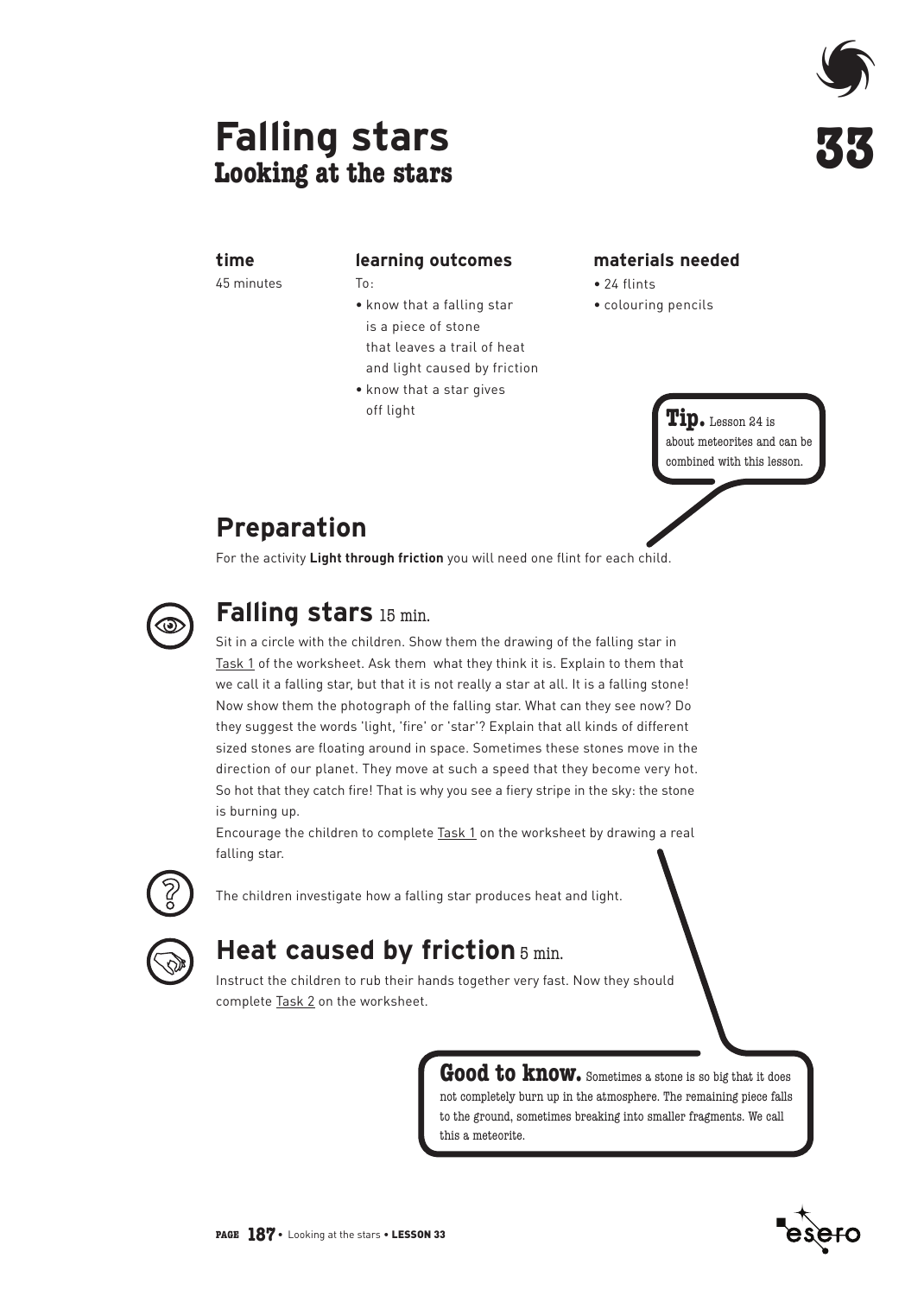# Falling stars
## Looking at the stars

33

**time**
45 minutes

**learning outcomes**
To:
- know that a falling star is a piece of stone that leaves a trail of heat and light caused by friction
- know that a star gives off light

**materials needed**
- 24 flints
- colouring pencils

**Tip.** Lesson 24 is about meteorites and can be combined with this lesson.

## Preparation

For the activity **Light through friction** you will need one flint for each child.

## Falling stars 15 min.

Sit in a circle with the children. Show them the drawing of the falling star in Task 1 of the worksheet. Ask them what they think it is. Explain to them that we call it a falling star, but that it is not really a star at all. It is a falling stone! Now show them the photograph of the falling star. What can they see now? Do they suggest the words 'light, 'fire' or 'star'? Explain that all kinds of different sized stones are floating around in space. Sometimes these stones move in the direction of our planet. They move at such a speed that they become very hot. So hot that they catch fire! That is why you see a fiery stripe in the sky: the stone is burning up.

Encourage the children to complete Task 1 on the worksheet by drawing a real falling star.

The children investigate how a falling star produces heat and light.

## Heat caused by friction 5 min.

Instruct the children to rub their hands together very fast. Now they should complete Task 2 on the worksheet.

**Good to know.** Sometimes a stone is so big that it does not completely burn up in the atmosphere. The remaining piece falls to the ground, sometimes breaking into smaller fragments. We call this a meteorite.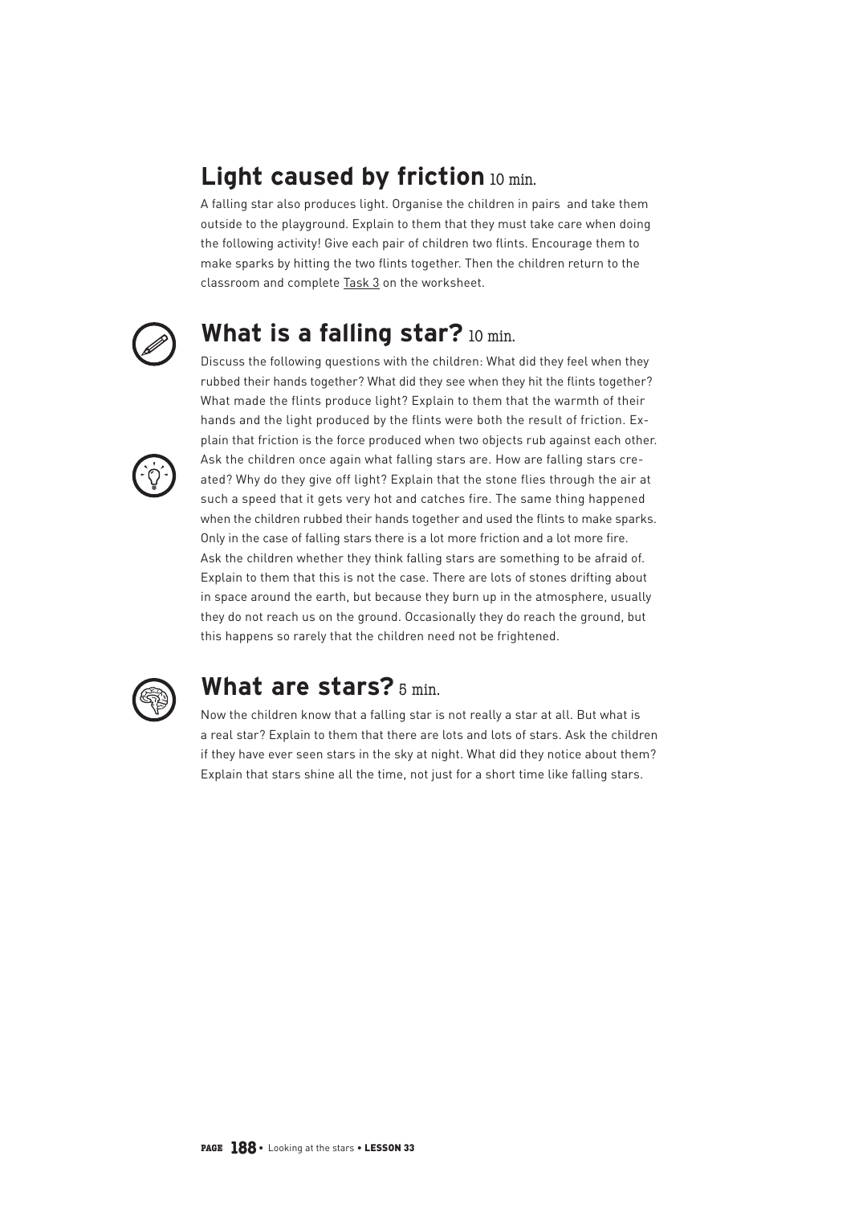## Light caused by friction 10 min.

A falling star also produces light. Organise the children in pairs and take them outside to the playground. Explain to them that they must take care when doing the following activity! Give each pair of children two flints. Encourage them to make sparks by hitting the two flints together. Then the children return to the classroom and complete Task 3 on the worksheet.

## What is a falling star? 10 min.

Discuss the following questions with the children: What did they feel when they rubbed their hands together? What did they see when they hit the flints together? What made the flints produce light? Explain to them that the warmth of their hands and the light produced by the flints were both the result of friction. Explain that friction is the force produced when two objects rub against each other. Ask the children once again what falling stars are. How are falling stars created? Why do they give off light? Explain that the stone flies through the air at such a speed that it gets very hot and catches fire. The same thing happened when the children rubbed their hands together and used the flints to make sparks. Only in the case of falling stars there is a lot more friction and a lot more fire. Ask the children whether they think falling stars are something to be afraid of. Explain to them that this is not the case. There are lots of stones drifting about in space around the earth, but because they burn up in the atmosphere, usually they do not reach us on the ground. Occasionally they do reach the ground, but this happens so rarely that the children need not be frightened.

## What are stars? 5 min.

Now the children know that a falling star is not really a star at all. But what is a real star? Explain to them that there are lots and lots of stars. Ask the children if they have ever seen stars in the sky at night. What did they notice about them? Explain that stars shine all the time, not just for a short time like falling stars.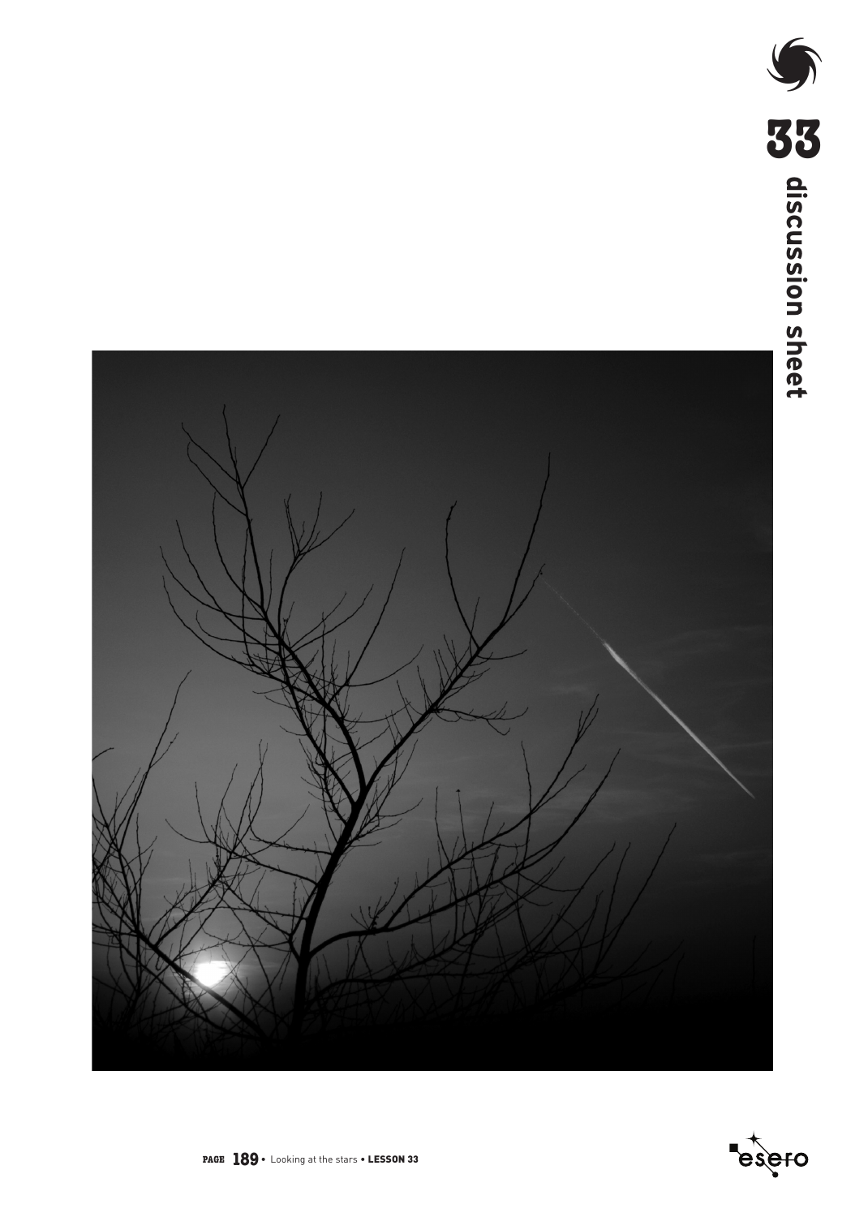# 33 discussion sheet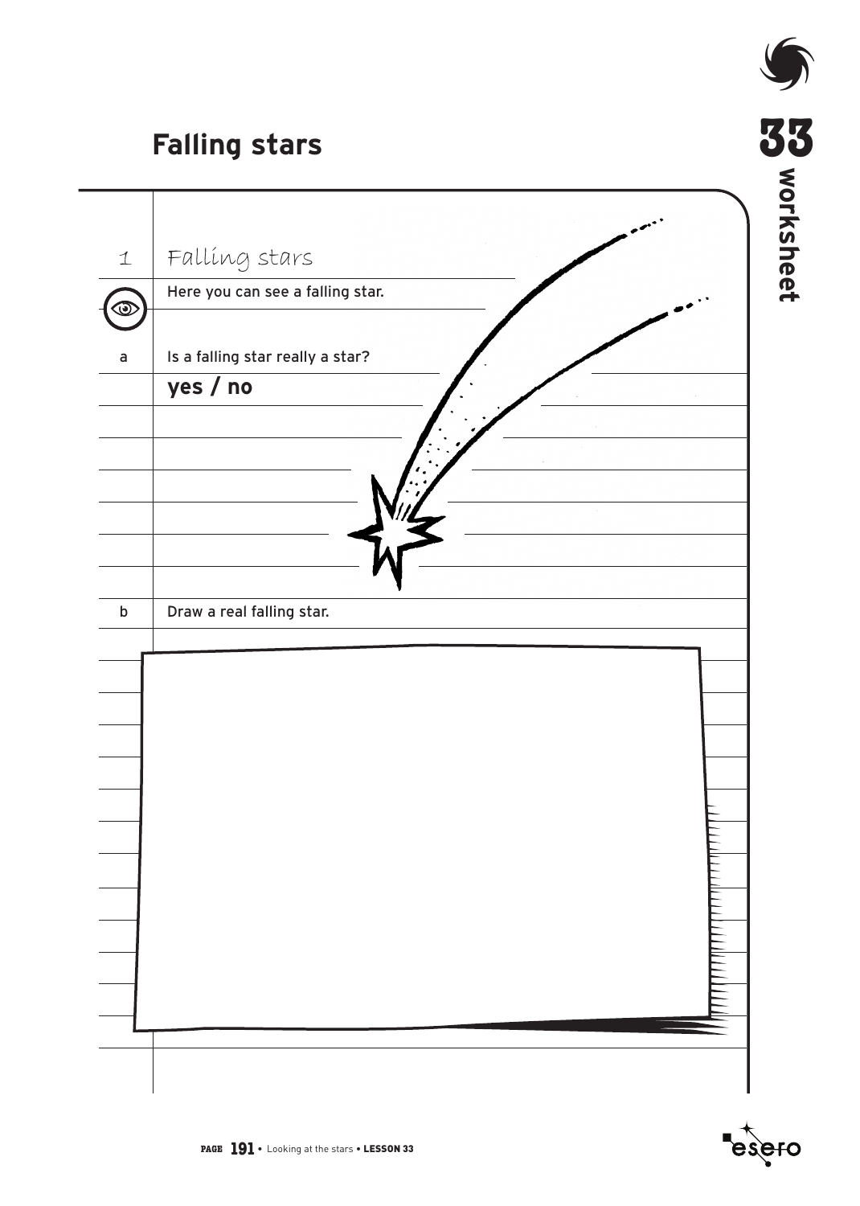# Falling stars

33 **worksheet**

1 Falling stars

Here you can see a falling star.

a Is a falling star really a star?

**yes / no**

b Draw a real falling star.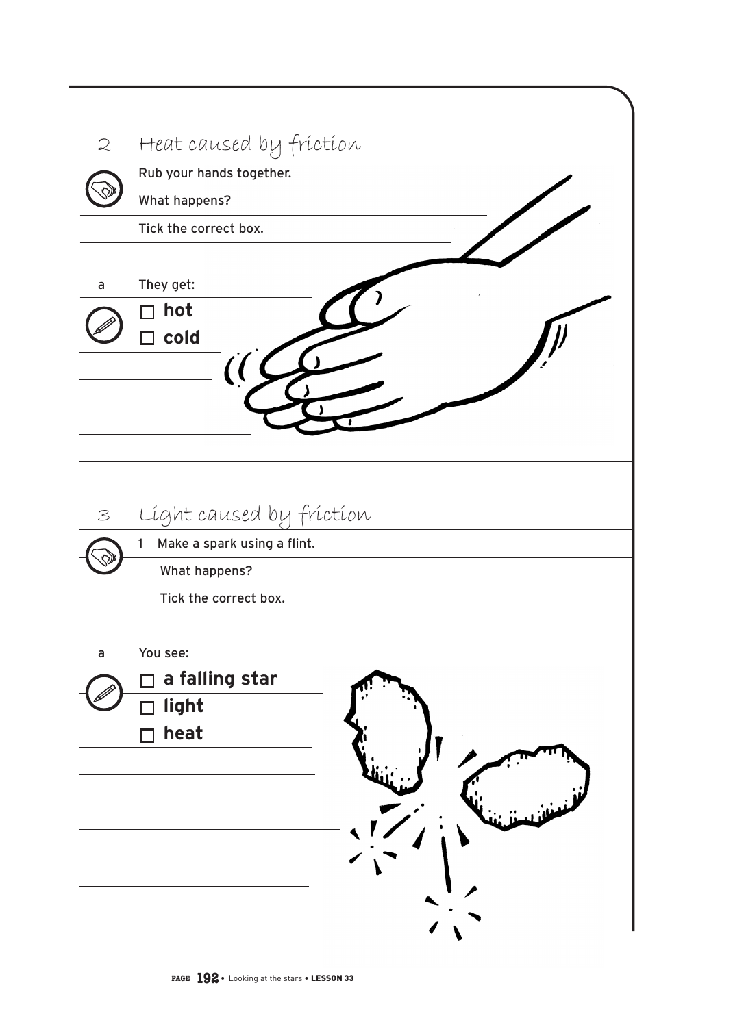## 2 Heat caused by friction

Rub your hands together.

What happens?

Tick the correct box.

a They get:

- ☐ **hot**
- ☐ **cold**

## 3 Light caused by friction

1 Make a spark using a flint.

What happens?

Tick the correct box.

a You see:

- ☐ **a falling star**
- ☐ **light**
- ☐ **heat**